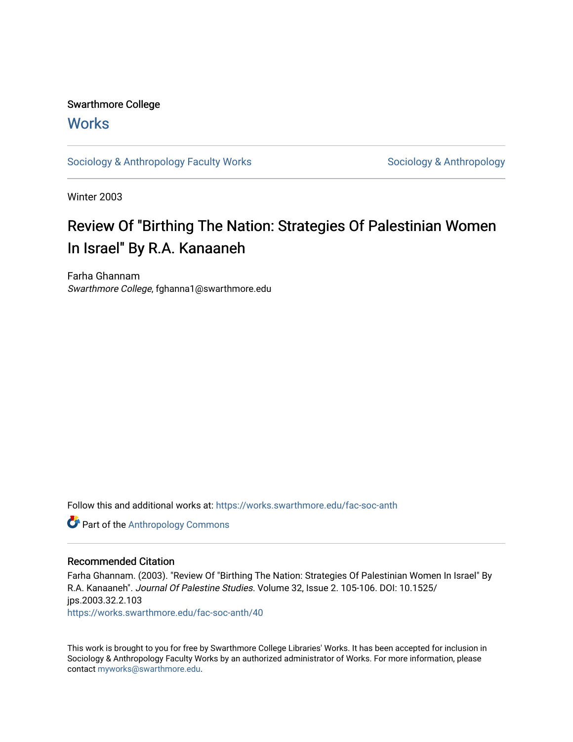Swarthmore College

# Works

Sociology & Anthropology Faculty Works

Sociology & Anthropology

Winter 2003

# Review Of "Birthing The Nation: Strategies Of Palestinian Women In Israel" By R.A. Kanaaneh

Farha Ghannam

*Swarthmore College*, fghanna1@swarthmore.edu

Follow this and additional works at: https://works.swarthmore.edu/fac-soc-anth

Part of the Anthropology Commons

## Recommended Citation

Farha Ghannam. (2003). "Review Of "Birthing The Nation: Strategies Of Palestinian Women In Israel" By R.A. Kanaaneh". *Journal Of Palestine Studies*. Volume 32, Issue 2. 105-106. DOI: 10.1525/jps.2003.32.2.103

https://works.swarthmore.edu/fac-soc-anth/40

This work is brought to you for free by Swarthmore College Libraries' Works. It has been accepted for inclusion in Sociology & Anthropology Faculty Works by an authorized administrator of Works. For more information, please contact myworks@swarthmore.edu.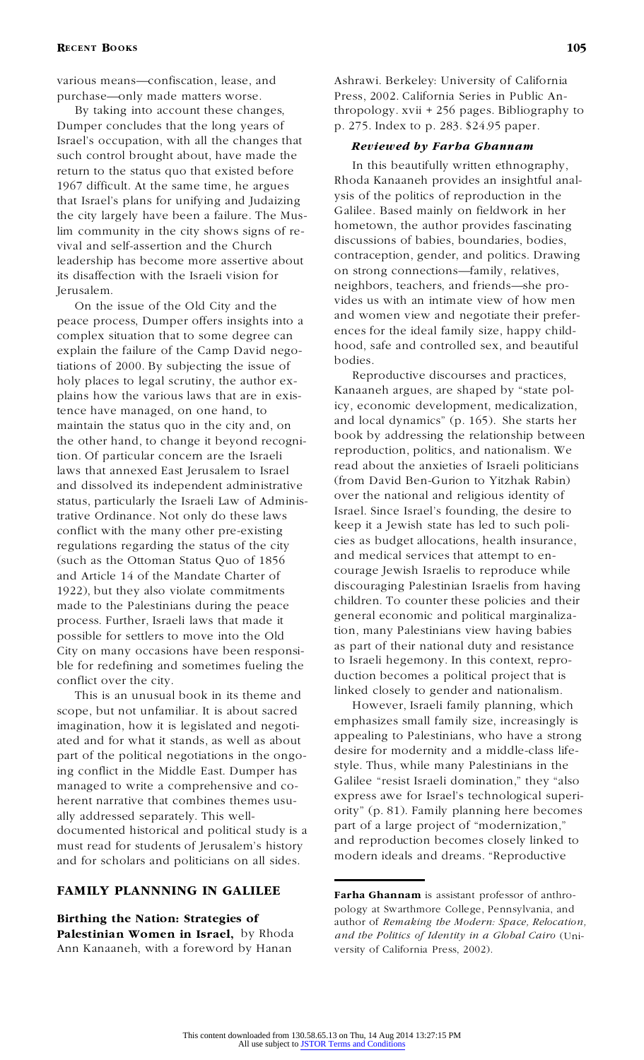various means—confiscation, lease, and purchase—only made matters worse.

By taking into account these changes, Dumper concludes that the long years of Israel's occupation, with all the changes that such control brought about, have made the return to the status quo that existed before 1967 difficult. At the same time, he argues that Israel's plans for unifying and Judaizing the city largely have been a failure. The Muslim community in the city shows signs of revival and self-assertion and the Church leadership has become more assertive about its disaffection with the Israeli vision for Jerusalem.

On the issue of the Old City and the peace process, Dumper offers insights into a complex situation that to some degree can explain the failure of the Camp David negotiations of 2000. By subjecting the issue of holy places to legal scrutiny, the author explains how the various laws that are in existence have managed, on one hand, to maintain the status quo in the city and, on the other hand, to change it beyond recognition. Of particular concern are the Israeli laws that annexed East Jerusalem to Israel and dissolved its independent administrative status, particularly the Israeli Law of Administrative Ordinance. Not only do these laws conflict with the many other pre-existing regulations regarding the status of the city (such as the Ottoman Status Quo of 1856 and Article 14 of the Mandate Charter of 1922), but they also violate commitments made to the Palestinians during the peace process. Further, Israeli laws that made it possible for settlers to move into the Old City on many occasions have been responsible for redefining and sometimes fueling the conflict over the city.

This is an unusual book in its theme and scope, but not unfamiliar. It is about sacred imagination, how it is legislated and negotiated and for what it stands, as well as about part of the political negotiations in the ongoing conflict in the Middle East. Dumper has managed to write a comprehensive and coherent narrative that combines themes usually addressed separately. This well-documented historical and political study is a must read for students of Jerusalem's history and for scholars and politicians on all sides.

## FAMILY PLANNNING IN GALILEE

**Birthing the Nation: Strategies of Palestinian Women in Israel,** by Rhoda Ann Kanaaneh, with a foreword by Hanan Ashrawi. Berkeley: University of California Press, 2002. California Series in Public Anthropology. xvii + 256 pages. Bibliography to p. 275. Index to p. 283. $24.95 paper.

***Reviewed by Farha Ghannam***

In this beautifully written ethnography, Rhoda Kanaaneh provides an insightful analysis of the politics of reproduction in the Galilee. Based mainly on fieldwork in her hometown, the author provides fascinating discussions of babies, boundaries, bodies, contraception, gender, and politics. Drawing on strong connections—family, relatives, neighbors, teachers, and friends—she provides us with an intimate view of how men and women view and negotiate their preferences for the ideal family size, happy childhood, safe and controlled sex, and beautiful bodies.

Reproductive discourses and practices, Kanaaneh argues, are shaped by "state policy, economic development, medicalization, and local dynamics" (p. 165). She starts her book by addressing the relationship between reproduction, politics, and nationalism. We read about the anxieties of Israeli politicians (from David Ben-Gurion to Yitzhak Rabin) over the national and religious identity of Israel. Since Israel's founding, the desire to keep it a Jewish state has led to such policies as budget allocations, health insurance, and medical services that attempt to encourage Jewish Israelis to reproduce while discouraging Palestinian Israelis from having children. To counter these policies and their general economic and political marginalization, many Palestinians view having babies as part of their national duty and resistance to Israeli hegemony. In this context, reproduction becomes a political project that is linked closely to gender and nationalism.

However, Israeli family planning, which emphasizes small family size, increasingly is appealing to Palestinians, who have a strong desire for modernity and a middle-class lifestyle. Thus, while many Palestinians in the Galilee "resist Israeli domination," they "also express awe for Israel's technological superiority" (p. 81). Family planning here becomes part of a large project of "modernization," and reproduction becomes closely linked to modern ideals and dreams. "Reproductive

---

**Farha Ghannam** is assistant professor of anthropology at Swarthmore College, Pennsylvania, and author of *Remaking the Modern: Space, Relocation, and the Politics of Identity in a Global Cairo* (University of California Press, 2002).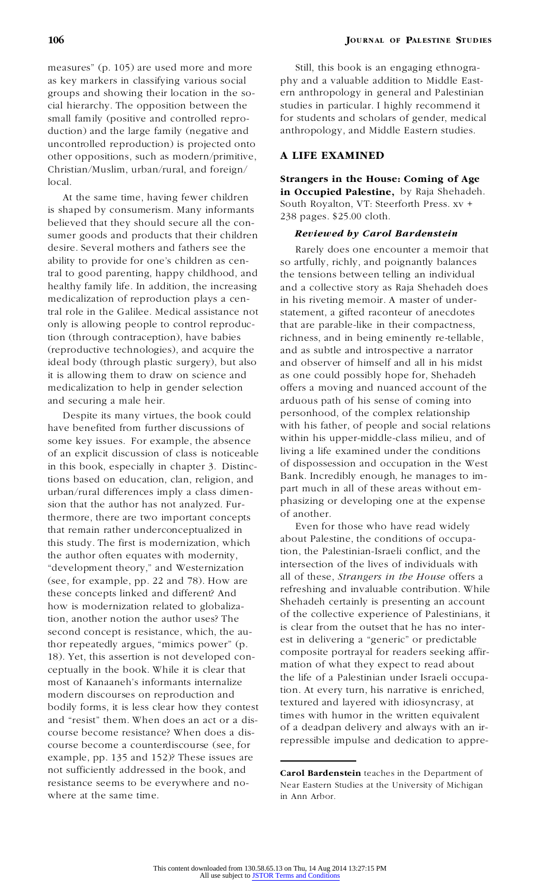measures" (p. 105) are used more and more as key markers in classifying various social groups and showing their location in the social hierarchy. The opposition between the small family (positive and controlled reproduction) and the large family (negative and uncontrolled reproduction) is projected onto other oppositions, such as modern/primitive, Christian/Muslim, urban/rural, and foreign/local.

At the same time, having fewer children is shaped by consumerism. Many informants believed that they should secure all the consumer goods and products that their children desire. Several mothers and fathers see the ability to provide for one's children as central to good parenting, happy childhood, and healthy family life. In addition, the increasing medicalization of reproduction plays a central role in the Galilee. Medical assistance not only is allowing people to control reproduction (through contraception), have babies (reproductive technologies), and acquire the ideal body (through plastic surgery), but also it is allowing them to draw on science and medicalization to help in gender selection and securing a male heir.

Despite its many virtues, the book could have benefited from further discussions of some key issues. For example, the absence of an explicit discussion of class is noticeable in this book, especially in chapter 3. Distinctions based on education, clan, religion, and urban/rural differences imply a class dimension that the author has not analyzed. Furthermore, there are two important concepts that remain rather underconceptualized in this study. The first is modernization, which the author often equates with modernity, "development theory," and Westernization (see, for example, pp. 22 and 78). How are these concepts linked and different? And how is modernization related to globalization, another notion the author uses? The second concept is resistance, which, the author repeatedly argues, "mimics power" (p. 18). Yet, this assertion is not developed conceptually in the book. While it is clear that most of Kanaaneh's informants internalize modern discourses on reproduction and bodily forms, it is less clear how they contest and "resist" them. When does an act or a discourse become resistance? When does a discourse become a counterdiscourse (see, for example, pp. 135 and 152)? These issues are not sufficiently addressed in the book, and resistance seems to be everywhere and nowhere at the same time.

Still, this book is an engaging ethnography and a valuable addition to Middle Eastern anthropology in general and Palestinian studies in particular. I highly recommend it for students and scholars of gender, medical anthropology, and Middle Eastern studies.

## A LIFE EXAMINED

**Strangers in the House: Coming of Age in Occupied Palestine,** by Raja Shehadeh. South Royalton, VT: Steerforth Press. xv + 238 pages. $25.00 cloth.

***Reviewed by Carol Bardenstein***

Rarely does one encounter a memoir that so artfully, richly, and poignantly balances the tensions between telling an individual and a collective story as Raja Shehadeh does in his riveting memoir. A master of understatement, a gifted raconteur of anecdotes that are parable-like in their compactness, richness, and in being eminently re-tellable, and as subtle and introspective a narrator and observer of himself and all in his midst as one could possibly hope for, Shehadeh offers a moving and nuanced account of the arduous path of his sense of coming into personhood, of the complex relationship with his father, of people and social relations within his upper-middle-class milieu, and of living a life examined under the conditions of dispossession and occupation in the West Bank. Incredibly enough, he manages to impart much in all of these areas without emphasizing or developing one at the expense of another.

Even for those who have read widely about Palestine, the conditions of occupation, the Palestinian-Israeli conflict, and the intersection of the lives of individuals with all of these, *Strangers in the House* offers a refreshing and invaluable contribution. While Shehadeh certainly is presenting an account of the collective experience of Palestinians, it is clear from the outset that he has no interest in delivering a "generic" or predictable composite portrayal for readers seeking affirmation of what they expect to read about the life of a Palestinian under Israeli occupation. At every turn, his narrative is enriched, textured and layered with idiosyncrasy, at times with humor in the written equivalent of a deadpan delivery and always with an irrepressible impulse and dedication to appre-

---

**Carol Bardenstein** teaches in the Department of Near Eastern Studies at the University of Michigan in Ann Arbor.